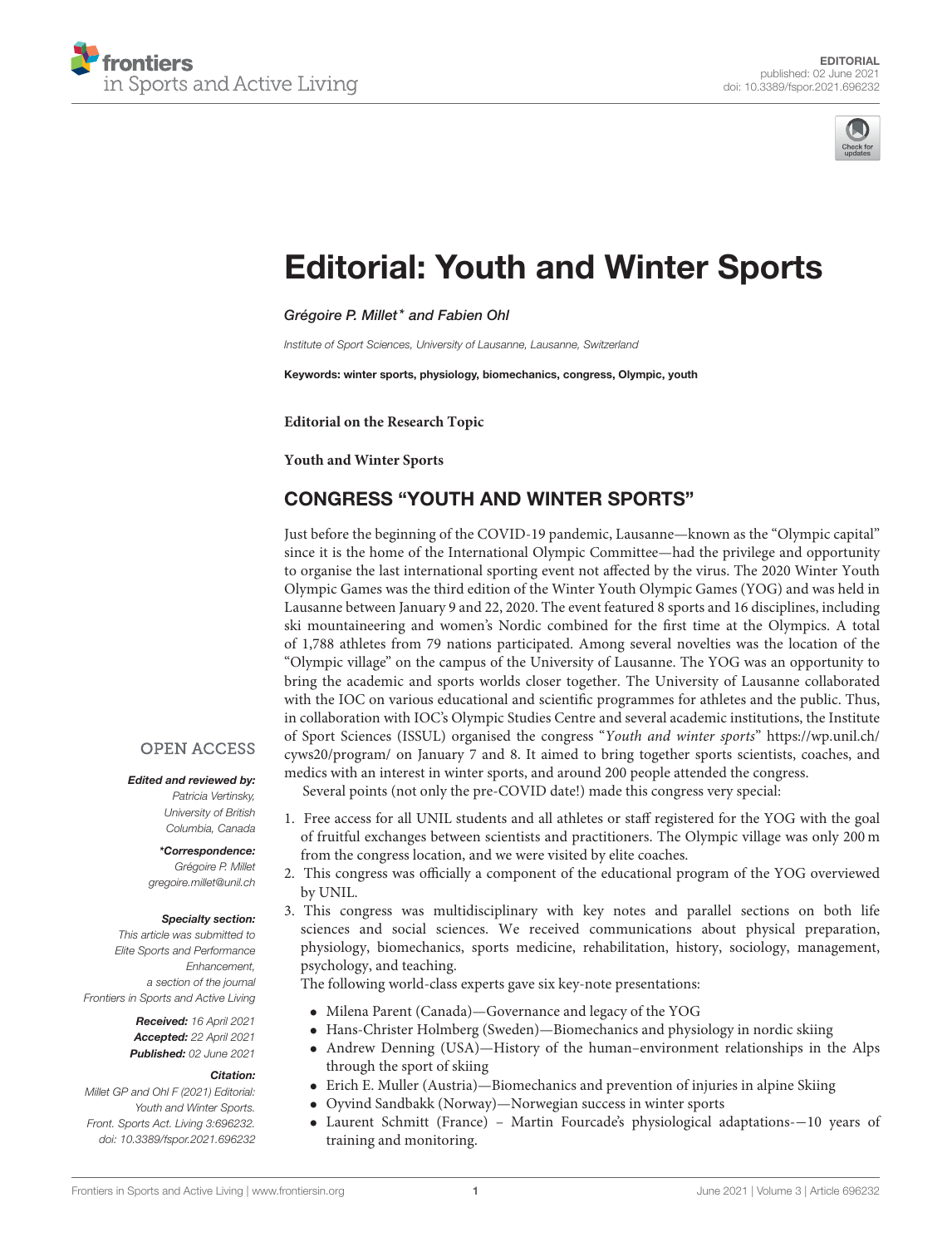EDITORIAL
published: 02 June 2021
doi: 10.3389/fspor.2021.696232

# Editorial: Youth and Winter Sports

*Grégoire P. Millet\* and Fabien Ohl*

*Institute of Sport Sciences, University of Lausanne, Lausanne, Switzerland*

**Keywords: winter sports, physiology, biomechanics, congress, Olympic, youth**

**Editorial on the Research Topic**

**Youth and Winter Sports**

OPEN ACCESS

***Edited and reviewed by:***
*Patricia Vertinsky, University of British Columbia, Canada*

***\*Correspondence:***
*Grégoire P. Millet*
*gregoire.millet@unil.ch*

***Specialty section:***
*This article was submitted to Elite Sports and Performance Enhancement, a section of the journal Frontiers in Sports and Active Living*

***Received:*** *16 April 2021*
***Accepted:*** *22 April 2021*
***Published:*** *02 June 2021*

***Citation:***
*Millet GP and Ohl F (2021) Editorial: Youth and Winter Sports. Front. Sports Act. Living 3:696232. doi: 10.3389/fspor.2021.696232*

## CONGRESS "YOUTH AND WINTER SPORTS"

Just before the beginning of the COVID-19 pandemic, Lausanne—known as the "Olympic capital" since it is the home of the International Olympic Committee—had the privilege and opportunity to organise the last international sporting event not affected by the virus. The 2020 Winter Youth Olympic Games was the third edition of the Winter Youth Olympic Games (YOG) and was held in Lausanne between January 9 and 22, 2020. The event featured 8 sports and 16 disciplines, including ski mountaineering and women's Nordic combined for the first time at the Olympics. A total of 1,788 athletes from 79 nations participated. Among several novelties was the location of the "Olympic village" on the campus of the University of Lausanne. The YOG was an opportunity to bring the academic and sports worlds closer together. The University of Lausanne collaborated with the IOC on various educational and scientific programmes for athletes and the public. Thus, in collaboration with IOC's Olympic Studies Centre and several academic institutions, the Institute of Sport Sciences (ISSUL) organised the congress "*Youth and winter sports*" https://wp.unil.ch/cyws20/program/ on January 7 and 8. It aimed to bring together sports scientists, coaches, and medics with an interest in winter sports, and around 200 people attended the congress.

Several points (not only the pre-COVID date!) made this congress very special:

1. Free access for all UNIL students and all athletes or staff registered for the YOG with the goal of fruitful exchanges between scientists and practitioners. The Olympic village was only 200 m from the congress location, and we were visited by elite coaches.
2. This congress was officially a component of the educational program of the YOG overviewed by UNIL.
3. This congress was multidisciplinary with key notes and parallel sections on both life sciences and social sciences. We received communications about physical preparation, physiology, biomechanics, sports medicine, rehabilitation, history, sociology, management, psychology, and teaching.

The following world-class experts gave six key-note presentations:

- Milena Parent (Canada)—Governance and legacy of the YOG
- Hans-Christer Holmberg (Sweden)—Biomechanics and physiology in nordic skiing
- Andrew Denning (USA)—History of the human–environment relationships in the Alps through the sport of skiing
- Erich E. Muller (Austria)—Biomechanics and prevention of injuries in alpine Skiing
- Oyvind Sandbakk (Norway)—Norwegian success in winter sports
- Laurent Schmitt (France) – Martin Fourcade's physiological adaptations-—10 years of training and monitoring.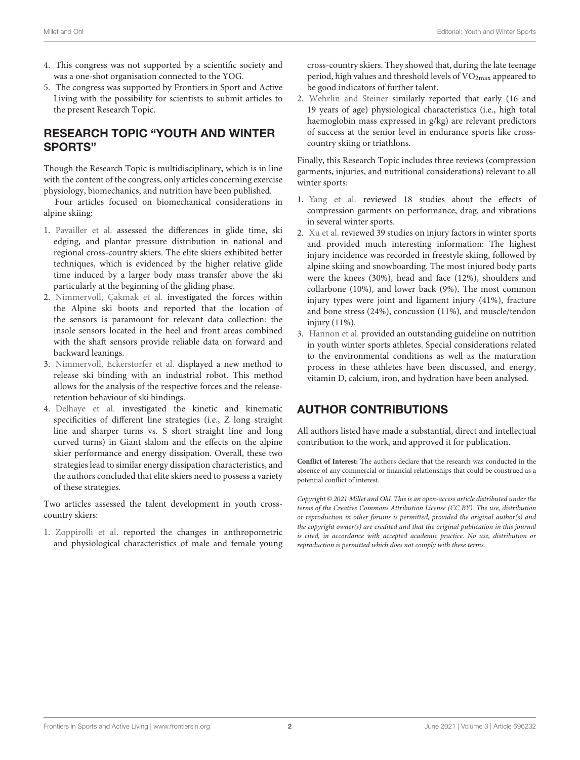4. This congress was not supported by a scientific society and was a one-shot organisation connected to the YOG.
5. The congress was supported by Frontiers in Sport and Active Living with the possibility for scientists to submit articles to the present Research Topic.

## RESEARCH TOPIC "YOUTH AND WINTER SPORTS"

Though the Research Topic is multidisciplinary, which is in line with the content of the congress, only articles concerning exercise physiology, biomechanics, and nutrition have been published.

Four articles focused on biomechanical considerations in alpine skiing:

1. Pavailler et al. assessed the differences in glide time, ski edging, and plantar pressure distribution in national and regional cross-country skiers. The elite skiers exhibited better techniques, which is evidenced by the higher relative glide time induced by a larger body mass transfer above the ski particularly at the beginning of the gliding phase.
2. Nimmervoll, Çakmak et al. investigated the forces within the Alpine ski boots and reported that the location of the sensors is paramount for relevant data collection: the insole sensors located in the heel and front areas combined with the shaft sensors provide reliable data on forward and backward leanings.
3. Nimmervoll, Eckerstorfer et al. displayed a new method to release ski binding with an industrial robot. This method allows for the analysis of the respective forces and the release-retention behaviour of ski bindings.
4. Delhaye et al. investigated the kinetic and kinematic specificities of different line strategies (i.e., Z long straight line and sharper turns vs. S short straight line and long curved turns) in Giant slalom and the effects on the alpine skier performance and energy dissipation. Overall, these two strategies lead to similar energy dissipation characteristics, and the authors concluded that elite skiers need to possess a variety of these strategies.

Two articles assessed the talent development in youth cross-country skiers:

1. Zoppirolli et al. reported the changes in anthropometric and physiological characteristics of male and female young cross-country skiers. They showed that, during the late teenage period, high values and threshold levels of $VO_{2max}$ appeared to be good indicators of further talent.
2. Wehrlin and Steiner similarly reported that early (16 and 19 years of age) physiological characteristics (i.e., high total haemoglobin mass expressed in g/kg) are relevant predictors of success at the senior level in endurance sports like cross-country skiing or triathlons.

Finally, this Research Topic includes three reviews (compression garments, injuries, and nutritional considerations) relevant to all winter sports:

1. Yang et al. reviewed 18 studies about the effects of compression garments on performance, drag, and vibrations in several winter sports.
2. Xu et al. reviewed 39 studies on injury factors in winter sports and provided much interesting information: The highest injury incidence was recorded in freestyle skiing, followed by alpine skiing and snowboarding. The most injured body parts were the knees (30%), head and face (12%), shoulders and collarbone (10%), and lower back (9%). The most common injury types were joint and ligament injury (41%), fracture and bone stress (24%), concussion (11%), and muscle/tendon injury (11%).
3. Hannon et al. provided an outstanding guideline on nutrition in youth winter sports athletes. Special considerations related to the environmental conditions as well as the maturation process in these athletes have been discussed, and energy, vitamin D, calcium, iron, and hydration have been analysed.

## AUTHOR CONTRIBUTIONS

All authors listed have made a substantial, direct and intellectual contribution to the work, and approved it for publication.

**Conflict of Interest:** The authors declare that the research was conducted in the absence of any commercial or financial relationships that could be construed as a potential conflict of interest.

*Copyright © 2021 Millet and Ohl. This is an open-access article distributed under the terms of the Creative Commons Attribution License (CC BY). The use, distribution or reproduction in other forums is permitted, provided the original author(s) and the copyright owner(s) are credited and that the original publication in this journal is cited, in accordance with accepted academic practice. No use, distribution or reproduction is permitted which does not comply with these terms.*